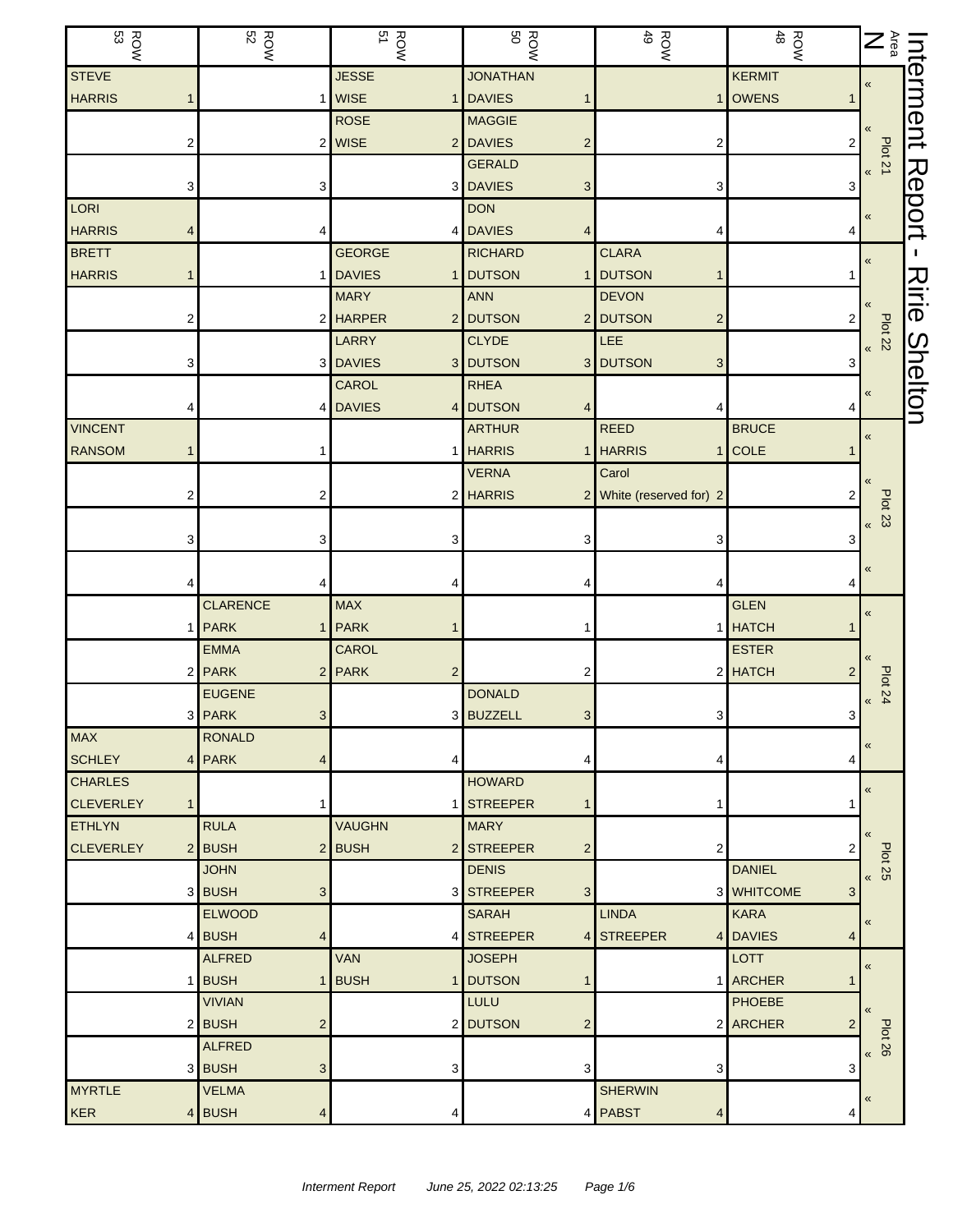# Interment Report - Ririe Shelton

| ROW 53 | ROW 52 | ROW 51 | ROW 50 | ROW 49 | ROW 48 | Area N |
|---|---|---|---|---|---|---|
| STEVE HARRIS 1 | 1 | JESSE WISE 1 | JONATHAN DAVIES 1 | 1 | KERMIT OWENS 1 | Plot 21 |
| 2 | 2 | ROSE WISE 2 | MAGGIE DAVIES 2 | 2 | 2 | Plot 21 |
| 3 | 3 | 3 | GERALD DAVIES 3 | 3 | 3 | Plot 21 |
| LORI HARRIS 4 | 4 | 4 | DON DAVIES 4 | 4 | 4 | Plot 21 |
| BRETT HARRIS 1 | 1 | GEORGE DAVIES 1 | RICHARD DUTSON 1 | CLARA DUTSON 1 | 1 | Plot 22 |
| 2 | 2 | MARY HARPER 2 | ANN DUTSON 2 | DEVON DUTSON 2 | 2 | Plot 22 |
| 3 | 3 | LARRY DAVIES 3 | CLYDE DUTSON 3 | LEE DUTSON 3 | 3 | Plot 22 |
| 4 | 4 | CAROL DAVIES 4 | RHEA DUTSON 4 | 4 | 4 | Plot 22 |
| VINCENT RANSOM 1 | 1 | 1 | ARTHUR HARRIS 1 | REED HARRIS 1 | BRUCE COLE 1 | Plot 23 |
| 2 | 2 | 2 | VERNA HARRIS 2 | Carol White (reserved for) 2 | 2 | Plot 23 |
| 3 | 3 | 3 | 3 | 3 | 3 | Plot 23 |
| 4 | 4 | 4 | 4 | 4 | 4 | Plot 23 |
| 1 | CLARENCE PARK 1 | MAX PARK 1 | 1 | 1 | GLEN HATCH 1 | Plot 24 |
| 2 | EMMA PARK 2 | CAROL PARK 2 | 2 | 2 | ESTER HATCH 2 | Plot 24 |
| 3 | EUGENE PARK 3 | 3 | DONALD BUZZELL 3 | 3 | 3 | Plot 24 |
| MAX SCHLEY 4 | RONALD PARK 4 | 4 | 4 | 4 | 4 | Plot 24 |
| CHARLES CLEVERLEY 1 | 1 | 1 | HOWARD STREEPER 1 | 1 | 1 | Plot 25 |
| ETHLYN CLEVERLEY 2 | RULA BUSH 2 | VAUGHN BUSH 2 | MARY STREEPER 2 | 2 | 2 | Plot 25 |
| 3 | JOHN BUSH 3 | 3 | DENIS STREEPER 3 | 3 | DANIEL WHITCOME 3 | Plot 25 |
| 4 | ELWOOD BUSH 4 | 4 | SARAH STREEPER 4 | LINDA STREEPER 4 | KARA DAVIES 4 | Plot 25 |
| 1 | ALFRED BUSH 1 | VAN BUSH 1 | JOSEPH DUTSON 1 | 1 | LOTT ARCHER 1 | Plot 26 |
| 2 | VIVIAN BUSH 2 | 2 | LULU DUTSON 2 | 2 | PHOEBE ARCHER 2 | Plot 26 |
| 3 | ALFRED BUSH 3 | 3 | 3 | 3 | 3 | Plot 26 |
| MYRTLE KER 4 | VELMA BUSH 4 | 4 | 4 | SHERWIN PABST 4 | 4 | Plot 26 |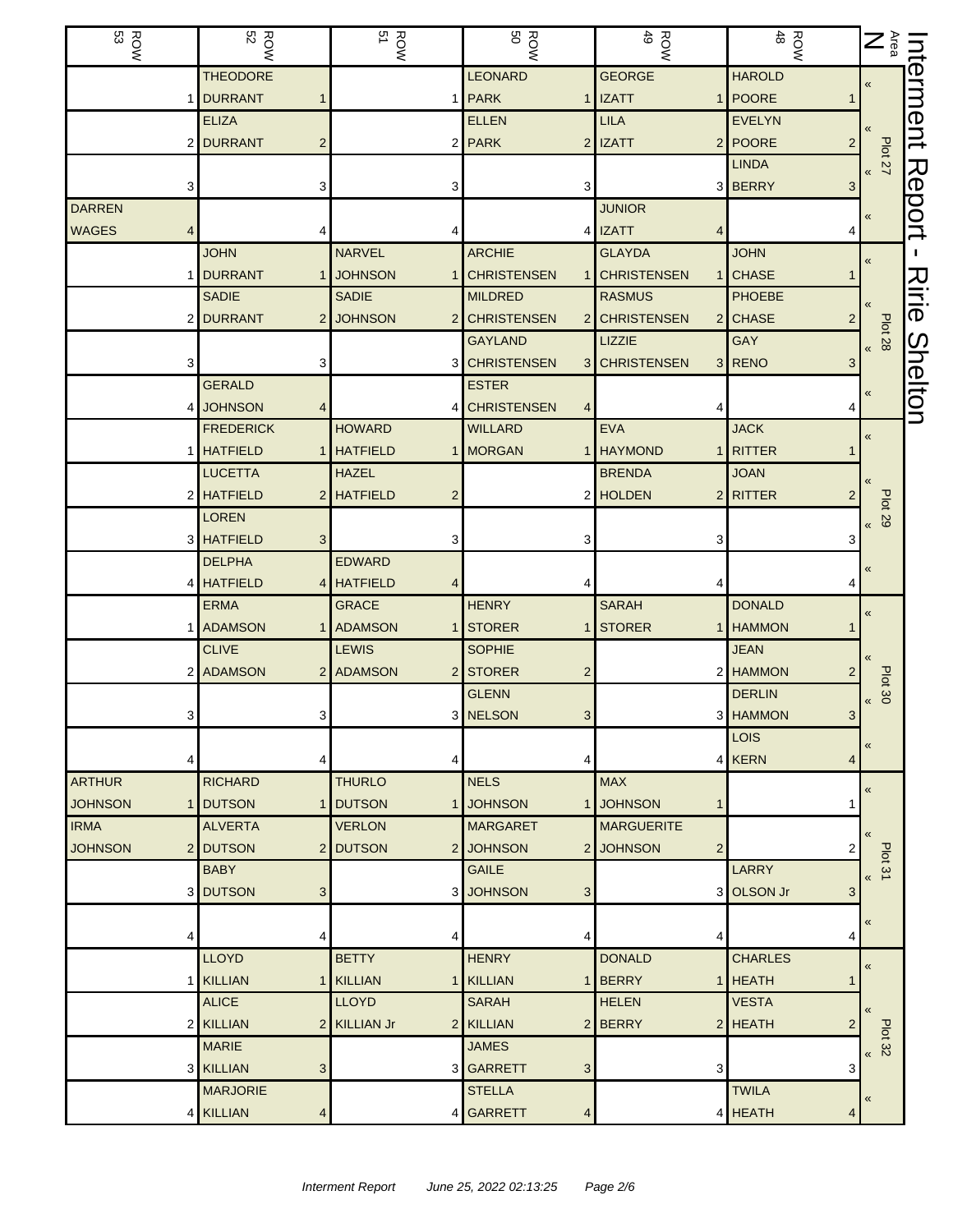# Interment Report - Ririe Shelton

| ROW 53 | ROW 52 | ROW 51 | ROW 50 | ROW 49 | ROW 48 | Area N |
|---|---|---|---|---|---|---|
| 1 | THEODORE DURRANT 1 | 1 | LEONARD PARK 1 | GEORGE IZATT 1 | HAROLD POORE 1 | Plot 27 |
| 2 | ELIZA DURRANT 2 | 2 | ELLEN PARK 2 | LILA IZATT 2 | EVELYN POORE 2 | |
| 3 | 3 | 3 | 3 | 3 | LINDA BERRY 3 | |
| DARREN WAGES 4 | 4 | 4 | 4 | JUNIOR IZATT 4 | 4 | |
| 1 | JOHN DURRANT 1 | NARVEL JOHNSON 1 | ARCHIE CHRISTENSEN 1 | GLAYDA CHRISTENSEN 1 | JOHN CHASE 1 | Plot 28 |
| 2 | SADIE DURRANT 2 | SADIE JOHNSON 2 | MILDRED CHRISTENSEN 2 | RASMUS CHRISTENSEN 2 | PHOEBE CHASE 2 | |
| 3 | 3 | 3 | GAYLAND CHRISTENSEN 3 | LIZZIE CHRISTENSEN 3 | GAY RENO 3 | |
| 4 | GERALD JOHNSON 4 | 4 | ESTER CHRISTENSEN 4 | 4 | 4 | |
| 1 | FREDERICK HATFIELD 1 | HOWARD HATFIELD 1 | WILLARD MORGAN 1 | EVA HAYMOND 1 | JACK RITTER 1 | Plot 29 |
| 2 | LUCETTA HATFIELD 2 | HAZEL HATFIELD 2 | 2 | BRENDA HOLDEN 2 | JOAN RITTER 2 | |
| 3 | LOREN HATFIELD 3 | 3 | 3 | 3 | 3 | |
| 4 | DELPHA HATFIELD 4 | EDWARD HATFIELD 4 | 4 | 4 | 4 | |
| 1 | ERMA ADAMSON 1 | GRACE ADAMSON 1 | HENRY STORER 1 | SARAH STORER 1 | DONALD HAMMON 1 | Plot 30 |
| 2 | CLIVE ADAMSON 2 | LEWIS ADAMSON 2 | SOPHIE STORER 2 | 2 | JEAN HAMMON 2 | |
| 3 | 3 | 3 | GLENN NELSON 3 | 3 | DERLIN HAMMON 3 | |
| 4 | 4 | 4 | 4 | 4 | LOIS KERN 4 | |
| ARTHUR JOHNSON 1 | RICHARD DUTSON 1 | THURLO DUTSON 1 | NELS JOHNSON 1 | MAX JOHNSON 1 | 1 | Plot 31 |
| IRMA JOHNSON 2 | ALVERTA DUTSON 2 | VERLON DUTSON 2 | MARGARET JOHNSON 2 | MARGUERITE JOHNSON 2 | 2 | |
| 3 | BABY DUTSON 3 | 3 | GAILE JOHNSON 3 | 3 | LARRY OLSON Jr 3 | |
| 4 | 4 | 4 | 4 | 4 | 4 | |
| 1 | LLOYD KILLIAN 1 | BETTY KILLIAN 1 | HENRY KILLIAN 1 | DONALD BERRY 1 | CHARLES HEATH 1 | Plot 32 |
| 2 | ALICE KILLIAN 2 | LLOYD KILLIAN Jr 2 | SARAH KILLIAN 2 | HELEN BERRY 2 | VESTA HEATH 2 | |
| 3 | MARIE KILLIAN 3 | 3 | JAMES GARRETT 3 | 3 | 3 | |
| 4 | MARJORIE KILLIAN 4 | 4 | STELLA GARRETT 4 | 4 | TWILA HEATH 4 | |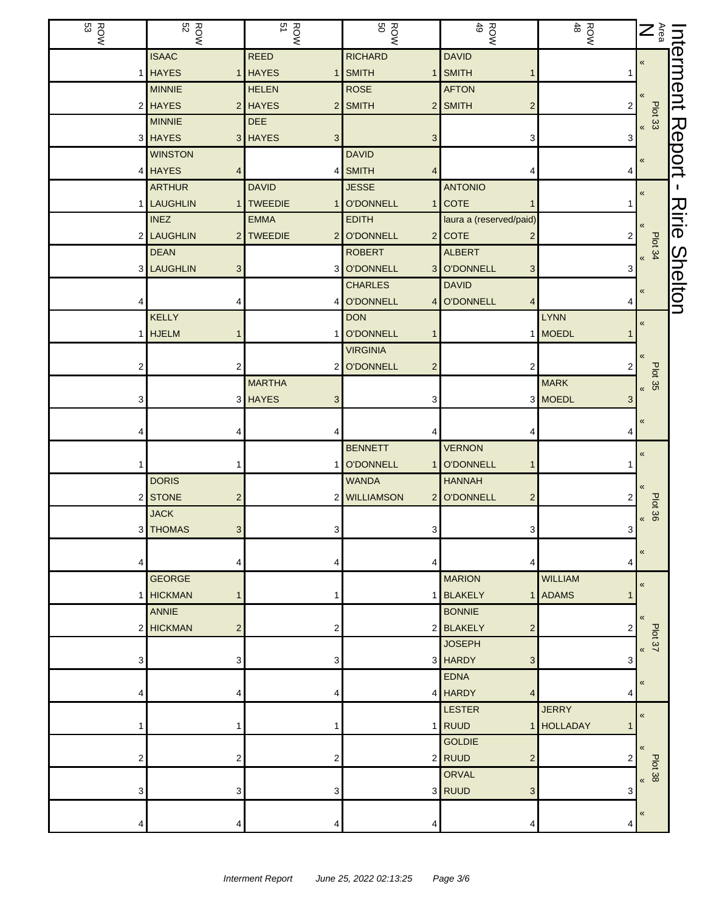# Interment Report - Ririe Shelton

Area N

| ROW 53 | ROW 52 | ROW 51 | ROW 50 | ROW 49 | ROW 48 | Area N |
|---|---|---|---|---|---|---|
| 1 | ISAAC HAYES 1 | REED HAYES 1 | RICHARD SMITH 1 | DAVID SMITH 1 | 1 | Plot 33 |
| 2 | MINNIE HAYES 2 | HELEN HAYES 2 | ROSE SMITH 2 | AFTON SMITH 2 | 2 | |
| 3 | MINNIE HAYES 3 | DEE HAYES 3 | 3 | 3 | 3 | |
| 4 | WINSTON HAYES 4 | 4 | DAVID SMITH 4 | 4 | 4 | |
| 1 | ARTHUR LAUGHLIN 1 | DAVID TWEEDIE 1 | JESSE O'DONNELL 1 | ANTONIO COTE 1 | 1 | Plot 34 |
| 2 | INEZ LAUGHLIN 2 | EMMA TWEEDIE 2 | EDITH O'DONNELL 2 | laura a (reserved/paid) COTE 2 | 2 | |
| 3 | DEAN LAUGHLIN 3 | 3 | ROBERT O'DONNELL 3 | ALBERT O'DONNELL 3 | 3 | |
| 4 | 4 | 4 | CHARLES O'DONNELL 4 | DAVID O'DONNELL 4 | 4 | |
| 1 | KELLY HJELM 1 | 1 | DON O'DONNELL 1 | 1 | LYNN MOEDL 1 | Plot 35 |
| 2 | 2 | 2 | VIRGINIA O'DONNELL 2 | 2 | 2 | |
| 3 | 3 | MARTHA HAYES 3 | 3 | 3 | MARK MOEDL 3 | |
| 4 | 4 | 4 | 4 | 4 | 4 | |
| 1 | 1 | 1 | BENNETT O'DONNELL 1 | VERNON O'DONNELL 1 | 1 | Plot 36 |
| 2 | DORIS STONE 2 | 2 | WANDA WILLIAMSON 2 | HANNAH O'DONNELL 2 | 2 | |
| 3 | JACK THOMAS 3 | 3 | 3 | 3 | 3 | |
| 4 | 4 | 4 | 4 | 4 | 4 | |
| 1 | GEORGE HICKMAN 1 | 1 | 1 | MARION BLAKELY 1 | WILLIAM ADAMS 1 | Plot 37 |
| 2 | ANNIE HICKMAN 2 | 2 | 2 | BONNIE BLAKELY 2 | 2 | |
| 3 | 3 | 3 | 3 | JOSEPH HARDY 3 | 3 | |
| 4 | 4 | 4 | 4 | EDNA HARDY 4 | 4 | |
| 1 | 1 | 1 | 1 | LESTER RUUD 1 | JERRY HOLLADAY 1 | Plot 38 |
| 2 | 2 | 2 | 2 | GOLDIE RUUD 2 | 2 | |
| 3 | 3 | 3 | 3 | ORVAL RUUD 3 | 3 | |
| 4 | 4 | 4 | 4 | 4 | 4 | |

Interment Report June 25, 2022 02:13:25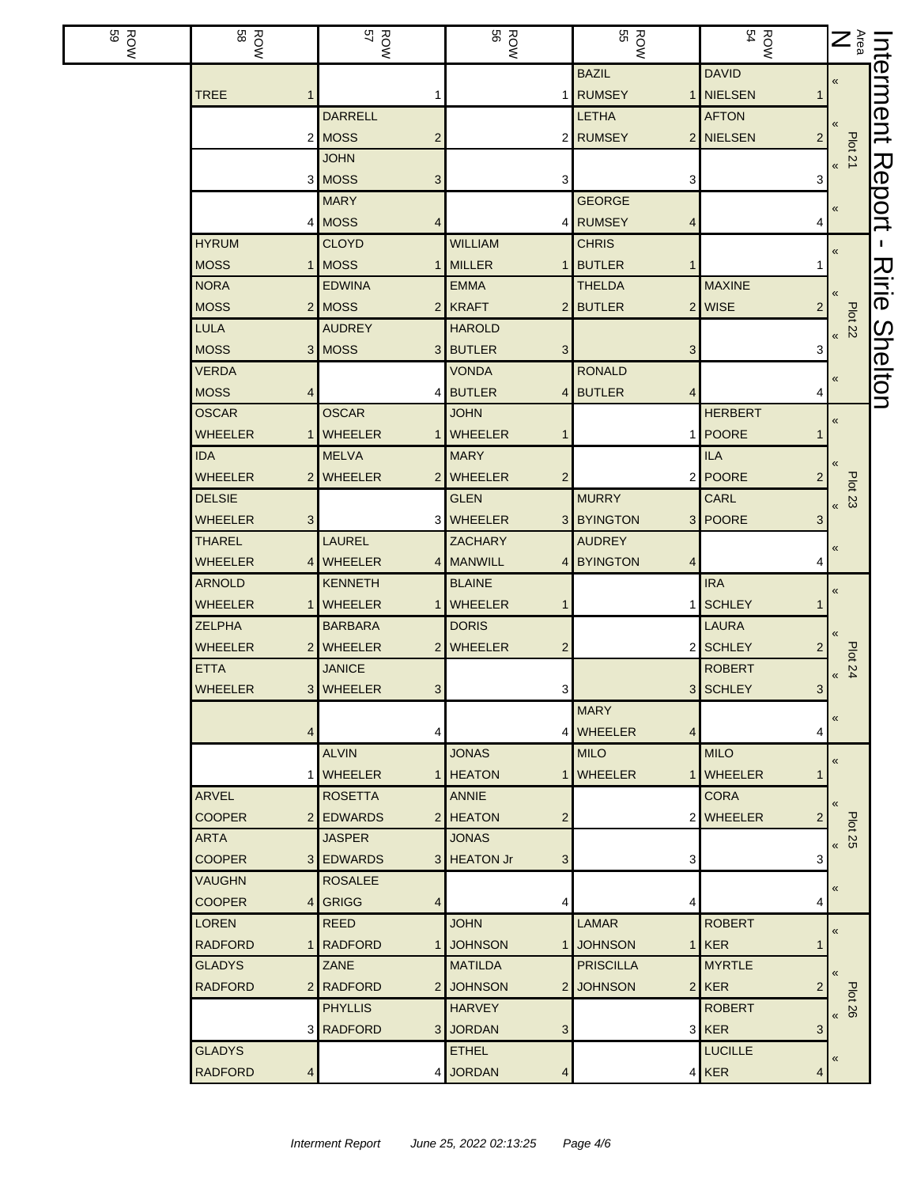# Interment Report - Ririe Shelton

| Area N | ROW 54 | ROW 55 | ROW 56 | ROW 57 | ROW 58 | ROW 59 |
|---|---|---|---|---|---|---|
| Plot 21 « | DAVID NIELSEN 1 | BAZIL RUMSEY 1 | 1 | 1 | TREE 1 | |
| « | AFTON NIELSEN 2 | LETHA RUMSEY 2 | 2 | DARRELL MOSS 2 | 2 | |
| « | 3 | 3 | 3 | JOHN MOSS 3 | 3 | |
| « | 4 | GEORGE RUMSEY 4 | 4 | MARY MOSS 4 | 4 | |
| Plot 22 « | 1 | CHRIS BUTLER 1 | WILLIAM MILLER 1 | CLOYD MOSS 1 | HYRUM MOSS 1 | |
| « | MAXINE WISE 2 | THELDA BUTLER 2 | EMMA KRAFT 2 | EDWINA MOSS 2 | NORA MOSS 2 | |
| « | 3 | 3 | HAROLD BUTLER 3 | AUDREY MOSS 3 | LULA MOSS 3 | |
| « | 4 | RONALD BUTLER 4 | VONDA BUTLER 4 | 4 | VERDA MOSS 4 | |
| Plot 23 « | HERBERT POORE 1 | 1 | JOHN WHEELER 1 | OSCAR WHEELER 1 | OSCAR WHEELER 1 | |
| « | ILA POORE 2 | 2 | MARY WHEELER 2 | MELVA WHEELER 2 | IDA WHEELER 2 | |
| « | CARL POORE 3 | MURRY BYINGTON 3 | GLEN WHEELER 3 | 3 | DELSIE WHEELER 3 | |
| « | 4 | AUDREY BYINGTON 4 | ZACHARY MANWILL 4 | LAUREL WHEELER 4 | THAREL WHEELER 4 | |
| Plot 24 « | IRA SCHLEY 1 | 1 | BLAINE WHEELER 1 | KENNETH WHEELER 1 | ARNOLD WHEELER 1 | |
| « | LAURA SCHLEY 2 | 2 | DORIS WHEELER 2 | BARBARA WHEELER 2 | ZELPHA WHEELER 2 | |
| « | ROBERT SCHLEY 3 | 3 | 3 | JANICE WHEELER 3 | ETTA WHEELER 3 | |
| « | 4 | MARY WHEELER 4 | 4 | 4 | 4 | |
| Plot 25 « | MILO WHEELER 1 | MILO WHEELER 1 | JONAS HEATON 1 | ALVIN WHEELER 1 | 1 | |
| « | CORA WHEELER 2 | 2 | ANNIE HEATON 2 | ROSETTA EDWARDS 2 | ARVEL COOPER 2 | |
| « | 3 | 3 | JONAS HEATON Jr 3 | JASPER EDWARDS 3 | ARTA COOPER 3 | |
| « | 4 | 4 | 4 | ROSALEE GRIGG 4 | VAUGHN COOPER 4 | |
| Plot 26 « | ROBERT KER 1 | LAMAR JOHNSON 1 | JOHN JOHNSON 1 | REED RADFORD 1 | LOREN RADFORD 1 | |
| « | MYRTLE KER 2 | PRISCILLA JOHNSON 2 | MATILDA JOHNSON 2 | ZANE RADFORD 2 | GLADYS RADFORD 2 | |
| « | ROBERT KER 3 | 3 | HARVEY JORDAN 3 | PHYLLIS RADFORD 3 | 3 | |
| « | LUCILLE KER 4 | 4 | ETHEL JORDAN 4 | 4 | GLADYS RADFORD 4 | |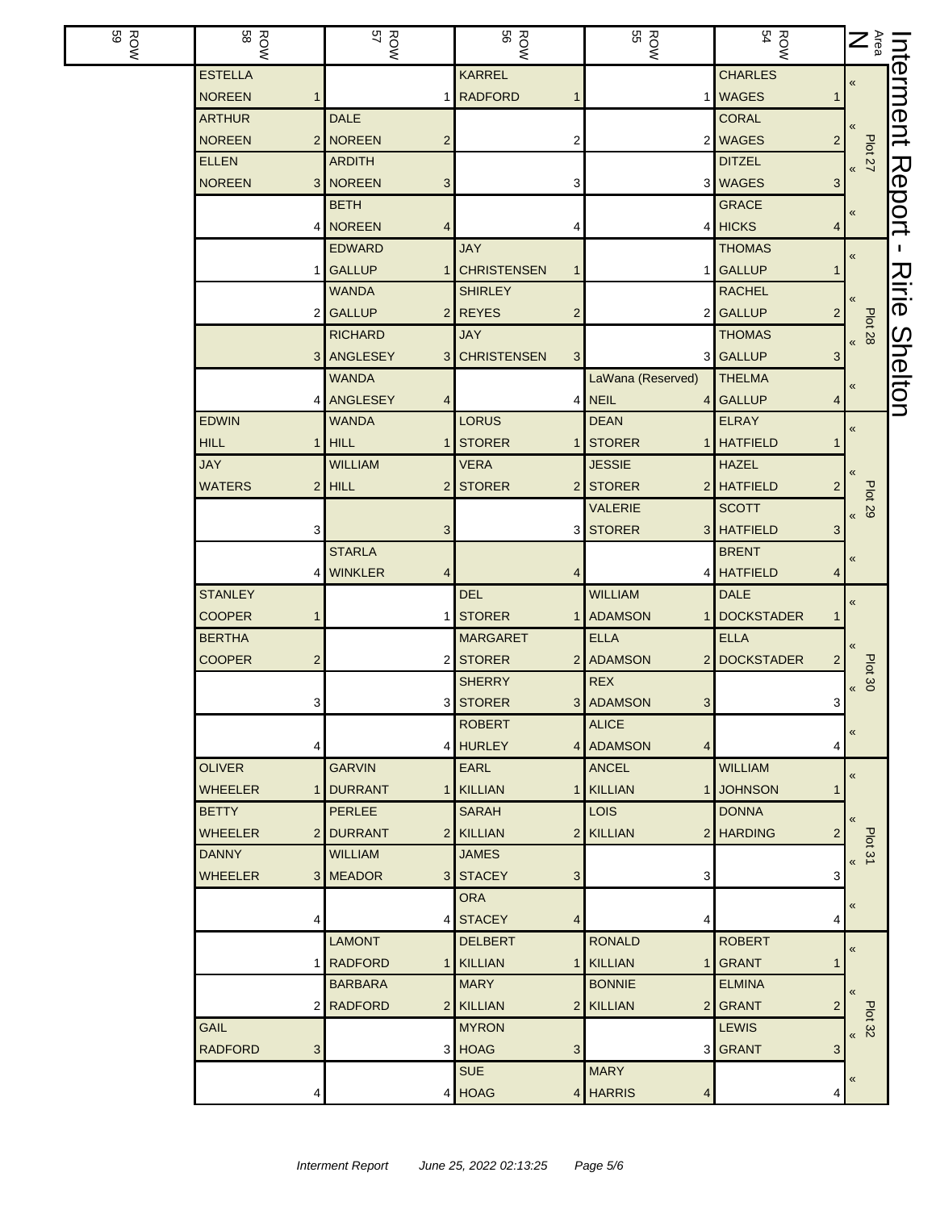# Interment Report - Ririe Shelton

| ROW 59 | ROW 58 | ROW 57 | ROW 56 | ROW 55 | ROW 54 | Area N |
|---|---|---|---|---|---|---|
| | ESTELLA NOREEN 1 | 1 | KARREL RADFORD 1 | 1 | CHARLES WAGES 1 | « Plot 27 |
| | ARTHUR NOREEN 2 | DALE NOREEN 2 | 2 | 2 | CORAL WAGES 2 | « |
| | ELLEN NOREEN 3 | ARDITH NOREEN 3 | 3 | 3 | DITZEL WAGES 3 | « |
| | 4 | BETH NOREEN 4 | 4 | 4 | GRACE HICKS 4 | « |
| | 1 | EDWARD GALLUP 1 | JAY CHRISTENSEN 1 | 1 | THOMAS GALLUP 1 | « Plot 28 |
| | 2 | WANDA GALLUP 2 | SHIRLEY REYES 2 | 2 | RACHEL GALLUP 2 | « |
| | 3 | RICHARD ANGLESEY 3 | JAY CHRISTENSEN 3 | 3 | THOMAS GALLUP 3 | « |
| | 4 | WANDA ANGLESEY 4 | 4 | LaWana (Reserved) NEIL 4 | THELMA GALLUP 4 | « |
| | EDWIN HILL 1 | WANDA HILL 1 | LORUS STORER 1 | DEAN STORER 1 | ELRAY HATFIELD 1 | « Plot 29 |
| | JAY WATERS 2 | WILLIAM HILL 2 | VERA STORER 2 | JESSIE STORER 2 | HAZEL HATFIELD 2 | « |
| | 3 | 3 | 3 | VALERIE STORER 3 | SCOTT HATFIELD 3 | « |
| | 4 | STARLA WINKLER 4 | 4 | 4 | BRENT HATFIELD 4 | « |
| | STANLEY COOPER 1 | 1 | DEL STORER 1 | WILLIAM ADAMSON 1 | DALE DOCKSTADER 1 | « Plot 30 |
| | BERTHA COOPER 2 | 2 | MARGARET STORER 2 | ELLA ADAMSON 2 | ELLA DOCKSTADER 2 | « |
| | 3 | 3 | SHERRY STORER 3 | REX ADAMSON 3 | 3 | « |
| | 4 | 4 | ROBERT HURLEY 4 | ALICE ADAMSON 4 | 4 | « |
| | OLIVER WHEELER 1 | GARVIN DURRANT 1 | EARL KILLIAN 1 | ANCEL KILLIAN 1 | WILLIAM JOHNSON 1 | « Plot 31 |
| | BETTY WHEELER 2 | PERLEE DURRANT 2 | SARAH KILLIAN 2 | LOIS KILLIAN 2 | DONNA HARDING 2 | « |
| | DANNY WHEELER 3 | WILLIAM MEADOR 3 | JAMES STACEY 3 | 3 | 3 | « |
| | 4 | 4 | ORA STACEY 4 | 4 | 4 | « |
| | 1 | LAMONT RADFORD 1 | DELBERT KILLIAN 1 | RONALD KILLIAN 1 | ROBERT GRANT 1 | « Plot 32 |
| | 2 | BARBARA RADFORD 2 | MARY KILLIAN 2 | BONNIE KILLIAN 2 | ELMINA GRANT 2 | « |
| | GAIL RADFORD 3 | 3 | MYRON HOAG 3 | 3 | LEWIS GRANT 3 | « |
| | 4 | 4 | SUE HOAG 4 | MARY HARRIS 4 | 4 | « |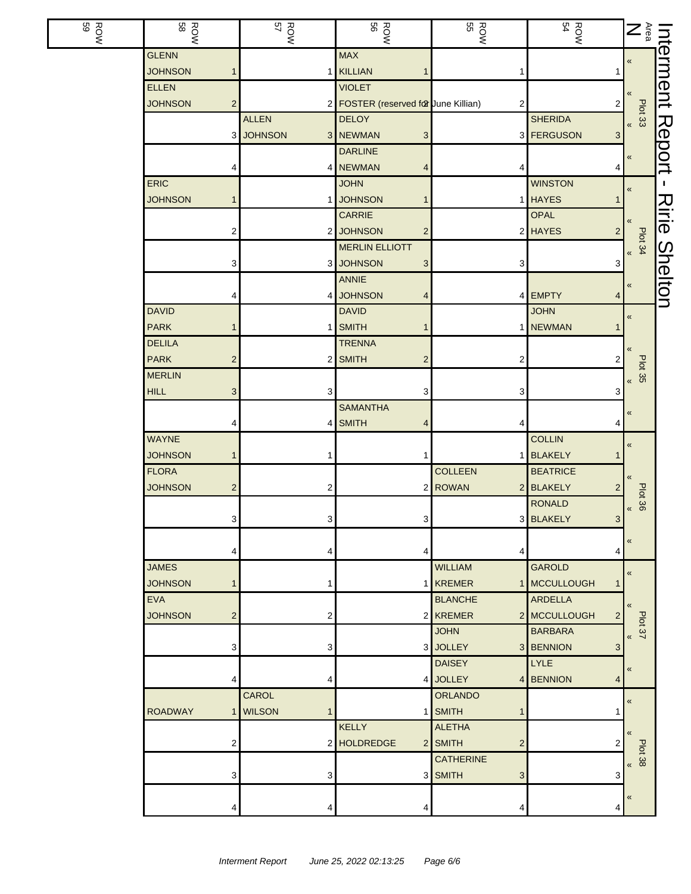# Interment Report - Ririe Shelton

| ROW 59 | ROW 58 | ROW 57 | ROW 56 | ROW 55 | ROW 54 | Area N |
|---|---|---|---|---|---|---|
| | GLENN JOHNSON 1 | 1 | MAX KILLIAN 1 | 1 | 1 | Plot 33 |
| | ELLEN JOHNSON 2 | 2 | VIOLET FOSTER (reserved for June Killian) 2 | 2 | 2 | |
| | 3 | ALLEN JOHNSON 3 | DELOY NEWMAN 3 | 3 | SHERIDA FERGUSON 3 | |
| | 4 | 4 | DARLINE NEWMAN 4 | 4 | 4 | |
| | ERIC JOHNSON 1 | 1 | JOHN JOHNSON 1 | 1 | WINSTON HAYES 1 | Plot 34 |
| | 2 | 2 | CARRIE JOHNSON 2 | 2 | OPAL HAYES 2 | |
| | 3 | 3 | MERLIN ELLIOTT JOHNSON 3 | 3 | 3 | |
| | 4 | 4 | ANNIE JOHNSON 4 | 4 | EMPTY 4 | |
| | DAVID PARK 1 | 1 | DAVID SMITH 1 | 1 | JOHN NEWMAN 1 | Plot 35 |
| | DELILA PARK 2 | 2 | TRENNA SMITH 2 | 2 | 2 | |
| | MERLIN HILL 3 | 3 | 3 | 3 | 3 | |
| | 4 | 4 | SAMANTHA SMITH 4 | 4 | 4 | |
| | WAYNE JOHNSON 1 | 1 | 1 | 1 | COLLIN BLAKELY 1 | Plot 36 |
| | FLORA JOHNSON 2 | 2 | 2 | COLLEEN ROWAN 2 | BEATRICE BLAKELY 2 | |
| | 3 | 3 | 3 | 3 | RONALD BLAKELY 3 | |
| | 4 | 4 | 4 | 4 | 4 | |
| | JAMES JOHNSON 1 | 1 | 1 | WILLIAM KREMER 1 | GAROLD MCCULLOUGH 1 | Plot 37 |
| | EVA JOHNSON 2 | 2 | 2 | BLANCHE KREMER 2 | ARDELLA MCCULLOUGH 2 | |
| | 3 | 3 | 3 | JOHN JOLLEY 3 | BARBARA BENNION 3 | |
| | 4 | 4 | 4 | DAISEY JOLLEY 4 | LYLE BENNION 4 | |
| | ROADWAY 1 | CAROL WILSON 1 | 1 | ORLANDO SMITH 1 | 1 | Plot 38 |
| | 2 | 2 | KELLY HOLDREDGE 2 | ALETHA SMITH 2 | 2 | |
| | 3 | 3 | 3 | CATHERINE SMITH 3 | 3 | |
| | 4 | 4 | 4 | 4 | 4 | |

*Interment Report June 25, 2022 02:13:25*